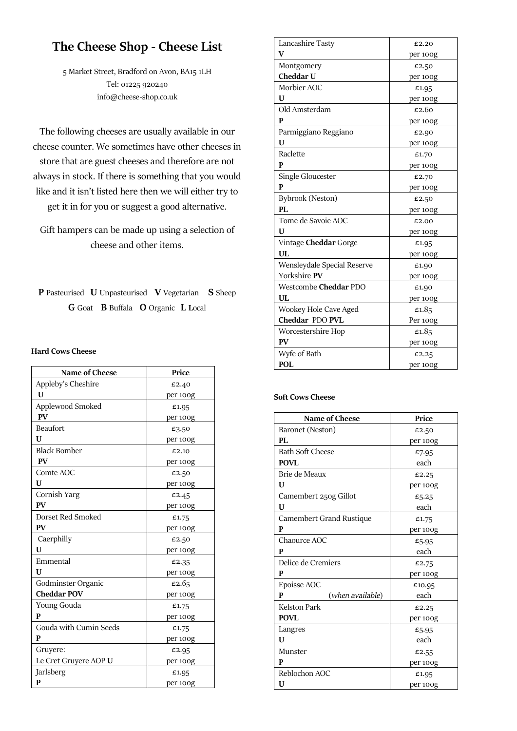# The Cheese Shop - Cheese List

5 Market Street, Bradford on Avon, BA15 1LH
Tel: 01225 920240
info@cheese-shop.co.uk

The following cheeses are usually available in our cheese counter. We sometimes have other cheeses in store that are guest cheeses and therefore are not always in stock. If there is something that you would like and it isn't listed here then we will either try to get it in for you or suggest a good alternative.

Gift hampers can be made up using a selection of cheese and other items.

**P** Pasteurised **U** Unpasteurised **V** Vegetarian **S** Sheep **G** Goat **B** Buffala **O** Organic **L** Local

### Hard Cows Cheese

| Name of Cheese | Price |
|---|---|
| Appleby's Cheshire **U** | £2.40 per 100g |
| Applewood Smoked **PV** | £1.95 per 100g |
| Beaufort **U** | £3.50 per 100g |
| Black Bomber **PV** | £2.10 per 100g |
| Comte AOC **U** | £2.50 per 100g |
| Cornish Yarg **PV** | £2.45 per 100g |
| Dorset Red Smoked **PV** | £1.75 per 100g |
| Caerphilly **U** | £2.50 per 100g |
| Emmental **U** | £2.35 per 100g |
| Godminster Organic **Cheddar POV** | £2.65 per 100g |
| Young Gouda **P** | £1.75 per 100g |
| Gouda with Cumin Seeds **P** | £1.75 per 100g |
| Gruyere: Le Cret Gruyere AOP **U** | £2.95 per 100g |
| Jarlsberg **P** | £1.95 per 100g |
| Lancashire Tasty **V** | £2.20 per 100g |
| Montgomery **Cheddar U** | £2.50 per 100g |
| Morbier AOC **U** | £1.95 per 100g |
| Old Amsterdam **P** | £2.60 per 100g |
| Parmiggiano Reggiano **U** | £2.90 per 100g |
| Raclette **P** | £1.70 per 100g |
| Single Gloucester **P** | £2.70 per 100g |
| Bybrook (Neston) **PL** | £2.50 per 100g |
| Tome de Savoie AOC **U** | £2.00 per 100g |
| Vintage **Cheddar** Gorge **UL** | £1.95 per 100g |
| Wensleydale Special Reserve Yorkshire **PV** | £1.90 per 100g |
| Westcombe **Cheddar** PDO **UL** | £1.90 per 100g |
| Wookey Hole Cave Aged **Cheddar** PDO **PVL** | £1.85 Per 100g |
| Worcestershire Hop **PV** | £1.85 per 100g |
| Wyfe of Bath **POL** | £2.25 per 100g |

### Soft Cows Cheese

| Name of Cheese | Price |
|---|---|
| Baronet (Neston) **PL** | £2.50 per 100g |
| Bath Soft Cheese **POVL** | £7.95 each |
| Brie de Meaux **U** | £2.25 per 100g |
| Camembert 250g Gillot **U** | £5.25 each |
| Camembert Grand Rustique **P** | £1.75 per 100g |
| Chaource AOC **P** | £5.95 each |
| Delice de Cremiers **P** | £2.75 per 100g |
| Epoisse AOC **P** (*when available*) | £10.95 each |
| Kelston Park **POVL** | £2.25 per 100g |
| Langres **U** | £5.95 each |
| Munster **P** | £2.55 per 100g |
| Reblochon AOC **U** | £1.95 per 100g |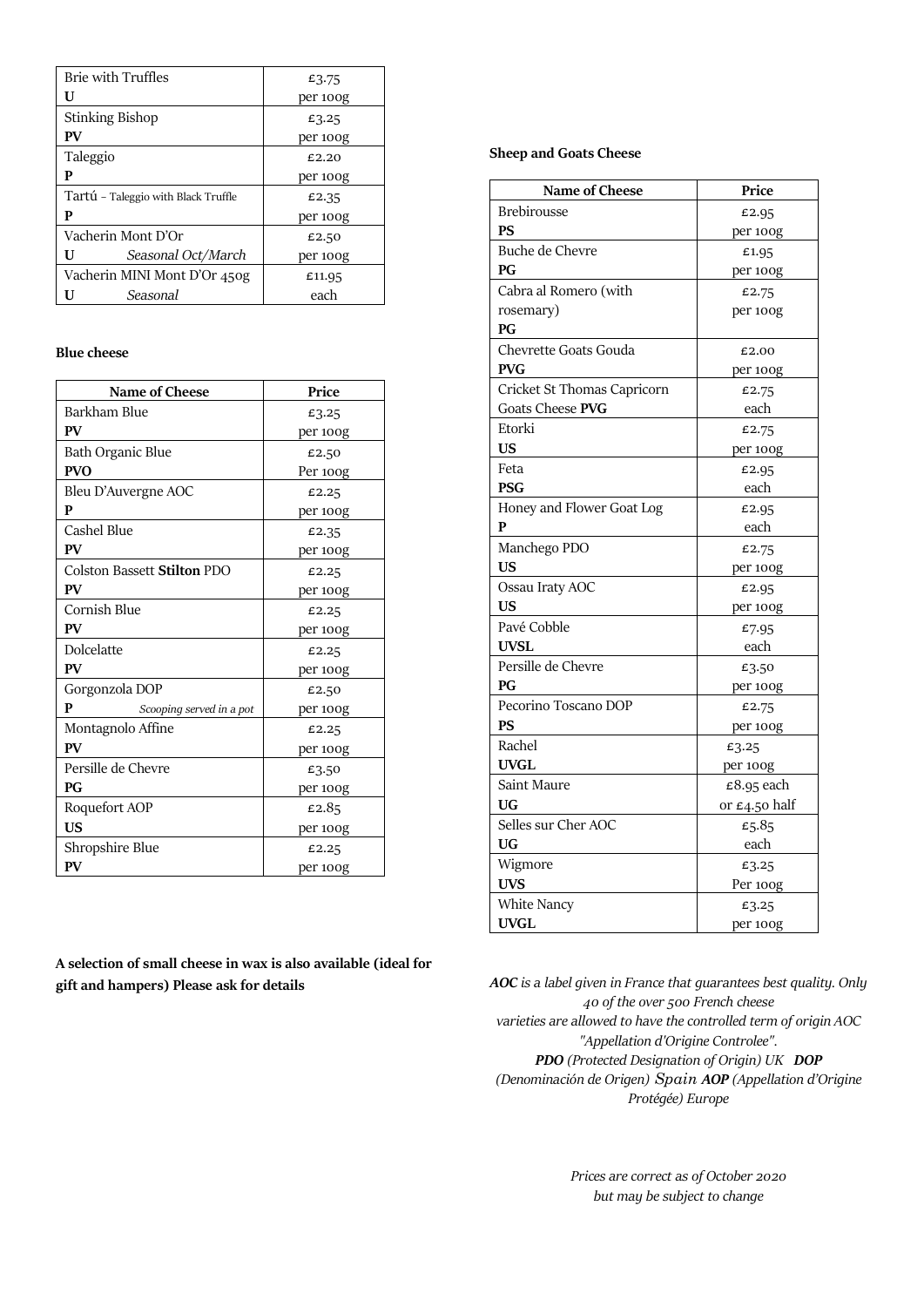| | |
|---|---|
| Brie with Truffles **U** | £3.75 per 100g |
| Stinking Bishop **PV** | £3.25 per 100g |
| Taleggio **P** | £2.20 per 100g |
| Tartú – Taleggio with Black Truffle **P** | £2.35 per 100g |
| Vacherin Mont D'Or **U** *Seasonal Oct/March* | £2.50 per 100g |
| Vacherin MINI Mont D'Or 450g **U** *Seasonal* | £11.95 each |

**Blue cheese**

| Name of Cheese | Price |
|---|---|
| Barkham Blue **PV** | £3.25 per 100g |
| Bath Organic Blue **PVO** | £2.50 Per 100g |
| Bleu D'Auvergne AOC **P** | £2.25 per 100g |
| Cashel Blue **PV** | £2.35 per 100g |
| Colston Bassett **Stilton** PDO **PV** | £2.25 per 100g |
| Cornish Blue **PV** | £2.25 per 100g |
| Dolcelatte **PV** | £2.25 per 100g |
| Gorgonzola DOP **P** *Scooping served in a pot* | £2.50 per 100g |
| Montagnolo Affine **PV** | £2.25 per 100g |
| Persille de Chevre **PG** | £3.50 per 100g |
| Roquefort AOP **US** | £2.85 per 100g |
| Shropshire Blue **PV** | £2.25 per 100g |

**A selection of small cheese in wax is also available (ideal for gift and hampers) Please ask for details**

**Sheep and Goats Cheese**

| Name of Cheese | Price |
|---|---|
| Brebirousse **PS** | £2.95 per 100g |
| Buche de Chevre **PG** | £1.95 per 100g |
| Cabra al Romero (with rosemary) **PG** | £2.75 per 100g |
| Chevrette Goats Gouda **PVG** | £2.00 per 100g |
| Cricket St Thomas Capricorn Goats Cheese **PVG** | £2.75 each |
| Etorki **US** | £2.75 per 100g |
| Feta **PSG** | £2.95 each |
| Honey and Flower Goat Log **P** | £2.95 each |
| Manchego PDO **US** | £2.75 per 100g |
| Ossau Iraty AOC **US** | £2.95 per 100g |
| Pavé Cobble **UVSL** | £7.95 each |
| Persille de Chevre **PG** | £3.50 per 100g |
| Pecorino Toscano DOP **PS** | £2.75 per 100g |
| Rachel **UVGL** | £3.25 per 100g |
| Saint Maure **UG** | £8.95 each or £4.50 half |
| Selles sur Cher AOC **UG** | £5.85 each |
| Wigmore **UVS** | £3.25 Per 100g |
| White Nancy **UVGL** | £3.25 per 100g |

*__AOC__ is a label given in France that guarantees best quality. Only 40 of the over 500 French cheese varieties are allowed to have the controlled term of origin AOC "Appellation d'Origine Controlee".*
*__PDO__ (Protected Designation of Origin) UK __DOP__ (Denominación de Origen) Spain __AOP__ (Appellation d'Origine Protégée) Europe*

*Prices are correct as of October 2020 but may be subject to change*